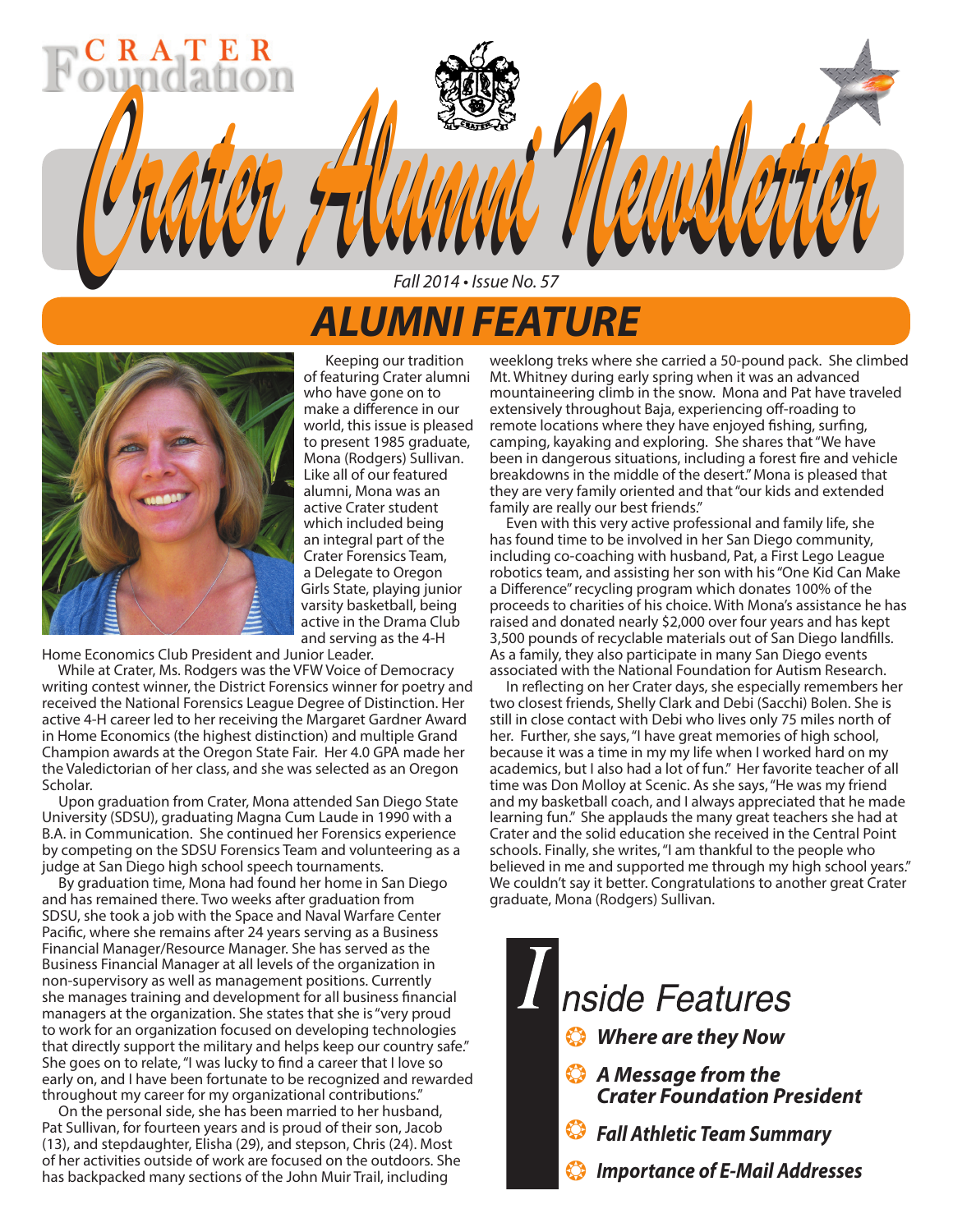# Crater Alumni Newsletter

CRATER Foundation

*Fall 2014 • Issue No. 57*

## ALUMNI FEATURE

Keeping our tradition of featuring Crater alumni who have gone on to make a difference in our world, this issue is pleased to present 1985 graduate, Mona (Rodgers) Sullivan. Like all of our featured alumni, Mona was an active Crater student which included being an integral part of the Crater Forensics Team, a Delegate to Oregon Girls State, playing junior varsity basketball, being active in the Drama Club and serving as the 4-H Home Economics Club President and Junior Leader.

While at Crater, Ms. Rodgers was the VFW Voice of Democracy writing contest winner, the District Forensics winner for poetry and received the National Forensics League Degree of Distinction. Her active 4-H career led to her receiving the Margaret Gardner Award in Home Economics (the highest distinction) and multiple Grand Champion awards at the Oregon State Fair. Her 4.0 GPA made her the Valedictorian of her class, and she was selected as an Oregon Scholar.

Upon graduation from Crater, Mona attended San Diego State University (SDSU), graduating Magna Cum Laude in 1990 with a B.A. in Communication. She continued her Forensics experience by competing on the SDSU Forensics Team and volunteering as a judge at San Diego high school speech tournaments.

By graduation time, Mona had found her home in San Diego and has remained there. Two weeks after graduation from SDSU, she took a job with the Space and Naval Warfare Center Pacific, where she remains after 24 years serving as a Business Financial Manager/Resource Manager. She has served as the Business Financial Manager at all levels of the organization in non-supervisory as well as management positions. Currently she manages training and development for all business financial managers at the organization. She states that she is "very proud to work for an organization focused on developing technologies that directly support the military and helps keep our country safe." She goes on to relate, "I was lucky to find a career that I love so early on, and I have been fortunate to be recognized and rewarded throughout my career for my organizational contributions."

On the personal side, she has been married to her husband, Pat Sullivan, for fourteen years and is proud of their son, Jacob (13), and stepdaughter, Elisha (29), and stepson, Chris (24). Most of her activities outside of work are focused on the outdoors. She has backpacked many sections of the John Muir Trail, including weeklong treks where she carried a 50-pound pack. She climbed Mt. Whitney during early spring when it was an advanced mountaineering climb in the snow. Mona and Pat have traveled extensively throughout Baja, experiencing off-roading to remote locations where they have enjoyed fishing, surfing, camping, kayaking and exploring. She shares that "We have been in dangerous situations, including a forest fire and vehicle breakdowns in the middle of the desert." Mona is pleased that they are very family oriented and that "our kids and extended family are really our best friends."

Even with this very active professional and family life, she has found time to be involved in her San Diego community, including co-coaching with husband, Pat, a First Lego League robotics team, and assisting her son with his "One Kid Can Make a Difference" recycling program which donates 100% of the proceeds to charities of his choice. With Mona's assistance he has raised and donated nearly $2,000 over four years and has kept 3,500 pounds of recyclable materials out of San Diego landfills. As a family, they also participate in many San Diego events associated with the National Foundation for Autism Research.

In reflecting on her Crater days, she especially remembers her two closest friends, Shelly Clark and Debi (Sacchi) Bolen. She is still in close contact with Debi who lives only 75 miles north of her. Further, she says, "I have great memories of high school, because it was a time in my my life when I worked hard on my academics, but I also had a lot of fun." Her favorite teacher of all time was Don Molloy at Scenic. As she says, "He was my friend and my basketball coach, and I always appreciated that he made learning fun." She applauds the many great teachers she had at Crater and the solid education she received in the Central Point schools. Finally, she writes, "I am thankful to the people who believed in me and supported me through my high school years." We couldn't say it better. Congratulations to another great Crater graduate, Mona (Rodgers) Sullivan.

## Inside Features

- ***Where are they Now***
- ***A Message from the Crater Foundation President***
- ***Fall Athletic Team Summary***
- ***Importance of E-Mail Addresses***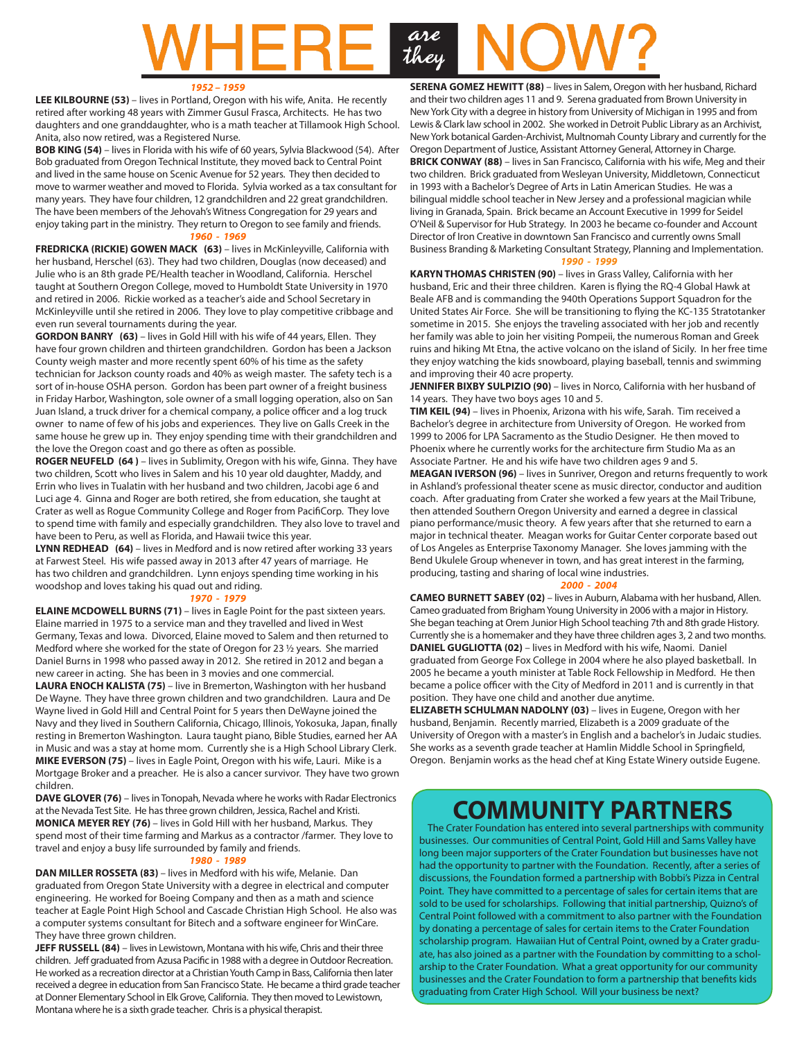# WHERE *are they* NOW?

***1952 – 1959***

**LEE KILBOURNE (53)** – lives in Portland, Oregon with his wife, Anita. He recently retired after working 48 years with Zimmer Gusul Frasca, Architects. He has two daughters and one granddaughter, who is a math teacher at Tillamook High School. Anita, also now retired, was a Registered Nurse.

**BOB KING (54)** – lives in Florida with his wife of 60 years, Sylvia Blackwood (54). After Bob graduated from Oregon Technical Institute, they moved back to Central Point and lived in the same house on Scenic Avenue for 52 years. They then decided to move to warmer weather and moved to Florida. Sylvia worked as a tax consultant for many years. They have four children, 12 grandchildren and 22 great grandchildren. The have been members of the Jehovah's Witness Congregation for 29 years and enjoy taking part in the ministry. They return to Oregon to see family and friends.

***1960 - 1969***

**FREDRICKA (RICKIE) GOWEN MACK (63)** – lives in McKinleyville, California with her husband, Herschel (63). They had two children, Douglas (now deceased) and Julie who is an 8th grade PE/Health teacher in Woodland, California. Herschel taught at Southern Oregon College, moved to Humboldt State University in 1970 and retired in 2006. Rickie worked as a teacher's aide and School Secretary in McKinleyville until she retired in 2006. They love to play competitive cribbage and even run several tournaments during the year.

**GORDON BANRY (63)** – lives in Gold Hill with his wife of 44 years, Ellen. They have four grown children and thirteen grandchildren. Gordon has been a Jackson County weigh master and more recently spent 60% of his time as the safety technician for Jackson county roads and 40% as weigh master. The safety tech is a sort of in-house OSHA person. Gordon has been part owner of a freight business in Friday Harbor, Washington, sole owner of a small logging operation, also on San Juan Island, a truck driver for a chemical company, a police officer and a log truck owner to name of few of his jobs and experiences. They live on Galls Creek in the same house he grew up in. They enjoy spending time with their grandchildren and the love the Oregon coast and go there as often as possible.

**ROGER NEUFELD (64 )** – lives in Sublimity, Oregon with his wife, Ginna. They have two children, Scott who lives in Salem and his 10 year old daughter, Maddy, and Errin who lives in Tualatin with her husband and two children, Jacobi age 6 and Luci age 4. Ginna and Roger are both retired, she from education, she taught at Crater as well as Rogue Community College and Roger from PacifiCorp. They love to spend time with family and especially grandchildren. They also love to travel and have been to Peru, as well as Florida, and Hawaii twice this year.

**LYNN REDHEAD (64)** – lives in Medford and is now retired after working 33 years at Farwest Steel. His wife passed away in 2013 after 47 years of marriage. He has two children and grandchildren. Lynn enjoys spending time working in his woodshop and loves taking his quad out and riding.

***1970 - 1979***

**ELAINE MCDOWELL BURNS (71)** – lives in Eagle Point for the past sixteen years. Elaine married in 1975 to a service man and they travelled and lived in West Germany, Texas and Iowa. Divorced, Elaine moved to Salem and then returned to Medford where she worked for the state of Oregon for 23 ½ years. She married Daniel Burns in 1998 who passed away in 2012. She retired in 2012 and began a new career in acting. She has been in 3 movies and one commercial.

**LAURA ENOCH KALISTA (75)** – live in Bremerton, Washington with her husband De Wayne. They have three grown children and two grandchildren. Laura and De Wayne lived in Gold Hill and Central Point for 5 years then DeWayne joined the Navy and they lived in Southern California, Chicago, Illinois, Yokosuka, Japan, finally resting in Bremerton Washington. Laura taught piano, Bible Studies, earned her AA in Music and was a stay at home mom. Currently she is a High School Library Clerk.

**MIKE EVERSON (75)** – lives in Eagle Point, Oregon with his wife, Lauri. Mike is a Mortgage Broker and a preacher. He is also a cancer survivor. They have two grown children.

**DAVE GLOVER (76)** – lives in Tonopah, Nevada where he works with Radar Electronics at the Nevada Test Site. He has three grown children, Jessica, Rachel and Kristi.

**MONICA MEYER REY (76)** – lives in Gold Hill with her husband, Markus. They spend most of their time farming and Markus as a contractor /farmer. They love to travel and enjoy a busy life surrounded by family and friends.

***1980 - 1989***

**DAN MILLER ROSSETA (83)** – lives in Medford with his wife, Melanie. Dan graduated from Oregon State University with a degree in electrical and computer engineering. He worked for Boeing Company and then as a math and science teacher at Eagle Point High School and Cascade Christian High School. He also was a computer systems consultant for Bitech and a software engineer for WinCare. They have three grown children.

**JEFF RUSSELL (84)** – lives in Lewistown, Montana with his wife, Chris and their three children. Jeff graduated from Azusa Pacific in 1988 with a degree in Outdoor Recreation. He worked as a recreation director at a Christian Youth Camp in Bass, California then later received a degree in education from San Francisco State. He became a third grade teacher at Donner Elementary School in Elk Grove, California. They then moved to Lewistown, Montana where he is a sixth grade teacher. Chris is a physical therapist.

**SERENA GOMEZ HEWITT (88)** – lives in Salem, Oregon with her husband, Richard and their two children ages 11 and 9. Serena graduated from Brown University in New York City with a degree in history from University of Michigan in 1995 and from Lewis & Clark law school in 2002. She worked in Detroit Public Library as an Archivist, New York botanical Garden-Archivist, Multnomah County Library and currently for the Oregon Department of Justice, Assistant Attorney General, Attorney in Charge.

**BRICK CONWAY (88)** – lives in San Francisco, California with his wife, Meg and their two children. Brick graduated from Wesleyan University, Middletown, Connecticut in 1993 with a Bachelor's Degree of Arts in Latin American Studies. He was a bilingual middle school teacher in New Jersey and a professional magician while living in Granada, Spain. Brick became an Account Executive in 1999 for Seidel O'Neil & Supervisor for Hub Strategy. In 2003 he became co-founder and Account Director of Iron Creative in downtown San Francisco and currently owns Small Business Branding & Marketing Consultant Strategy, Planning and Implementation.

***1990 - 1999***

**KARYN THOMAS CHRISTEN (90)** – lives in Grass Valley, California with her husband, Eric and their three children. Karen is flying the RQ-4 Global Hawk at Beale AFB and is commanding the 940th Operations Support Squadron for the United States Air Force. She will be transitioning to flying the KC-135 Stratotanker sometime in 2015. She enjoys the traveling associated with her job and recently her family was able to join her visiting Pompeii, the numerous Roman and Greek ruins and hiking Mt Etna, the active volcano on the island of Sicily. In her free time they enjoy watching the kids snowboard, playing baseball, tennis and swimming and improving their 40 acre property.

**JENNIFER BIXBY SULPIZIO (90)** – lives in Norco, California with her husband of 14 years. They have two boys ages 10 and 5.

**TIM KEIL (94)** – lives in Phoenix, Arizona with his wife, Sarah. Tim received a Bachelor's degree in architecture from University of Oregon. He worked from 1999 to 2006 for LPA Sacramento as the Studio Designer. He then moved to Phoenix where he currently works for the architecture firm Studio Ma as an Associate Partner. He and his wife have two children ages 9 and 5.

**MEAGAN IVERSON (96)** – lives in Sunriver, Oregon and returns frequently to work in Ashland's professional theater scene as music director, conductor and audition coach. After graduating from Crater she worked a few years at the Mail Tribune, then attended Southern Oregon University and earned a degree in classical piano performance/music theory. A few years after that she returned to earn a major in technical theater. Meagan works for Guitar Center corporate based out of Los Angeles as Enterprise Taxonomy Manager. She loves jamming with the Bend Ukulele Group whenever in town, and has great interest in the farming, producing, tasting and sharing of local wine industries.

***2000 - 2004***

**CAMEO BURNETT SABEY (02)** – lives in Auburn, Alabama with her husband, Allen. Cameo graduated from Brigham Young University in 2006 with a major in History. She began teaching at Orem Junior High School teaching 7th and 8th grade History. Currently she is a homemaker and they have three children ages 3, 2 and two months.

**DANIEL GUGLIOTTA (02)** – lives in Medford with his wife, Naomi. Daniel graduated from George Fox College in 2004 where he also played basketball. In 2005 he became a youth minister at Table Rock Fellowship in Medford. He then became a police officer with the City of Medford in 2011 and is currently in that position. They have one child and another due anytime.

**ELIZABETH SCHULMAN NADOLNY (03)** – lives in Eugene, Oregon with her husband, Benjamin. Recently married, Elizabeth is a 2009 graduate of the University of Oregon with a master's in English and a bachelor's in Judaic studies. She works as a seventh grade teacher at Hamlin Middle School in Springfield, Oregon. Benjamin works as the head chef at King Estate Winery outside Eugene.

## COMMUNITY PARTNERS

The Crater Foundation has entered into several partnerships with community businesses. Our communities of Central Point, Gold Hill and Sams Valley have long been major supporters of the Crater Foundation but businesses have not had the opportunity to partner with the Foundation. Recently, after a series of discussions, the Foundation formed a partnership with Bobbi's Pizza in Central Point. They have committed to a percentage of sales for certain items that are sold to be used for scholarships. Following that initial partnership, Quizno's of Central Point followed with a commitment to also partner with the Foundation by donating a percentage of sales for certain items to the Crater Foundation scholarship program. Hawaiian Hut of Central Point, owned by a Crater graduate, has also joined as a partner with the Foundation by committing to a scholarship to the Crater Foundation. What a great opportunity for our community businesses and the Crater Foundation to form a partnership that benefits kids graduating from Crater High School. Will your business be next?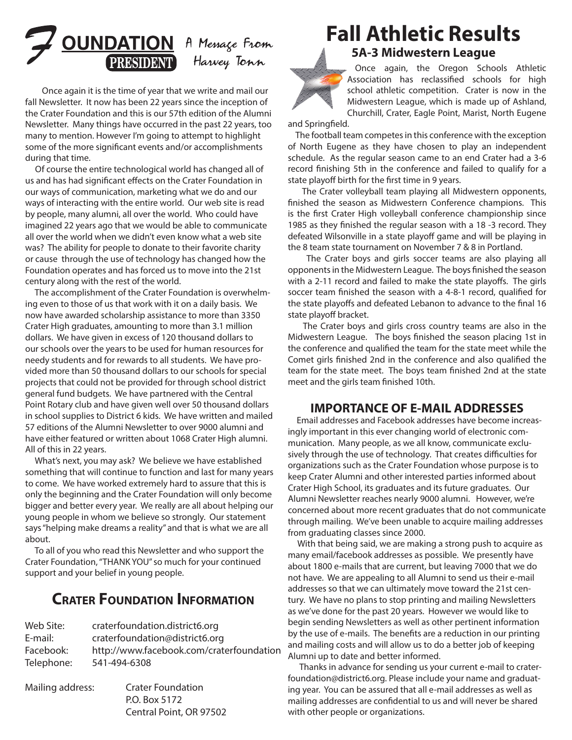# Foundation President

A Message From Harvey Tonn

Once again it is the time of year that we write and mail our fall Newsletter. It now has been 22 years since the inception of the Crater Foundation and this is our 57th edition of the Alumni Newsletter. Many things have occurred in the past 22 years, too many to mention. However I'm going to attempt to highlight some of the more significant events and/or accomplishments during that time.

Of course the entire technological world has changed all of us and has had significant effects on the Crater Foundation in our ways of communication, marketing what we do and our ways of interacting with the entire world. Our web site is read by people, many alumni, all over the world. Who could have imagined 22 years ago that we would be able to communicate all over the world when we didn't even know what a web site was? The ability for people to donate to their favorite charity or cause through the use of technology has changed how the Foundation operates and has forced us to move into the 21st century along with the rest of the world.

The accomplishment of the Crater Foundation is overwhelming even to those of us that work with it on a daily basis. We now have awarded scholarship assistance to more than 3350 Crater High graduates, amounting to more than 3.1 million dollars. We have given in excess of 120 thousand dollars to our schools over the years to be used for human resources for needy students and for rewards to all students. We have provided more than 50 thousand dollars to our schools for special projects that could not be provided for through school district general fund budgets. We have partnered with the Central Point Rotary club and have given well over 50 thousand dollars in school supplies to District 6 kids. We have written and mailed 57 editions of the Alumni Newsletter to over 9000 alumni and have either featured or written about 1068 Crater High alumni. All of this in 22 years.

What's next, you may ask? We believe we have established something that will continue to function and last for many years to come. We have worked extremely hard to assure that this is only the beginning and the Crater Foundation will only become bigger and better every year. We really are all about helping our young people in whom we believe so strongly. Our statement says "helping make dreams a reality" and that is what we are all about.

To all of you who read this Newsletter and who support the Crater Foundation, "THANK YOU" so much for your continued support and your belief in young people.

## Crater Foundation Information

Web Site: craterfoundation.district6.org
E-mail: craterfoundation@district6.org
Facebook: http://www.facebook.com/craterfoundation
Telephone: 541-494-6308

Mailing address: Crater Foundation
P.O. Box 5172
Central Point, OR 97502

# Fall Athletic Results

## 5A-3 Midwestern League

Once again, the Oregon Schools Athletic Association has reclassified schools for high school athletic competition. Crater is now in the Midwestern League, which is made up of Ashland, Churchill, Crater, Eagle Point, Marist, North Eugene and Springfield.

The football team competes in this conference with the exception of North Eugene as they have chosen to play an independent schedule. As the regular season came to an end Crater had a 3-6 record finishing 5th in the conference and failed to qualify for a state playoff birth for the first time in 9 years.

The Crater volleyball team playing all Midwestern opponents, finished the season as Midwestern Conference champions. This is the first Crater High volleyball conference championship since 1985 as they finished the regular season with a 18 -3 record. They defeated Wilsonville in a state playoff game and will be playing in the 8 team state tournament on November 7 & 8 in Portland.

The Crater boys and girls soccer teams are also playing all opponents in the Midwestern League. The boys finished the season with a 2-11 record and failed to make the state playoffs. The girls soccer team finished the season with a 4-8-1 record, qualified for the state playoffs and defeated Lebanon to advance to the final 16 state playoff bracket.

The Crater boys and girls cross country teams are also in the Midwestern League. The boys finished the season placing 1st in the conference and qualified the team for the state meet while the Comet girls finished 2nd in the conference and also qualified the team for the state meet. The boys team finished 2nd at the state meet and the girls team finished 10th.

## Importance of E-mail Addresses

Email addresses and Facebook addresses have become increasingly important in this ever changing world of electronic communication. Many people, as we all know, communicate exclusively through the use of technology. That creates difficulties for organizations such as the Crater Foundation whose purpose is to keep Crater Alumni and other interested parties informed about Crater High School, its graduates and its future graduates. Our Alumni Newsletter reaches nearly 9000 alumni. However, we're concerned about more recent graduates that do not communicate through mailing. We've been unable to acquire mailing addresses from graduating classes since 2000.

With that being said, we are making a strong push to acquire as many email/facebook addresses as possible. We presently have about 1800 e-mails that are current, but leaving 7000 that we do not have. We are appealing to all Alumni to send us their e-mail addresses so that we can ultimately move toward the 21st century. We have no plans to stop printing and mailing Newsletters as we've done for the past 20 years. However we would like to begin sending Newsletters as well as other pertinent information by the use of e-mails. The benefits are a reduction in our printing and mailing costs and will allow us to do a better job of keeping Alumni up to date and better informed.

Thanks in advance for sending us your current e-mail to craterfoundation@district6.org. Please include your name and graduating year. You can be assured that all e-mail addresses as well as mailing addresses are confidential to us and will never be shared with other people or organizations.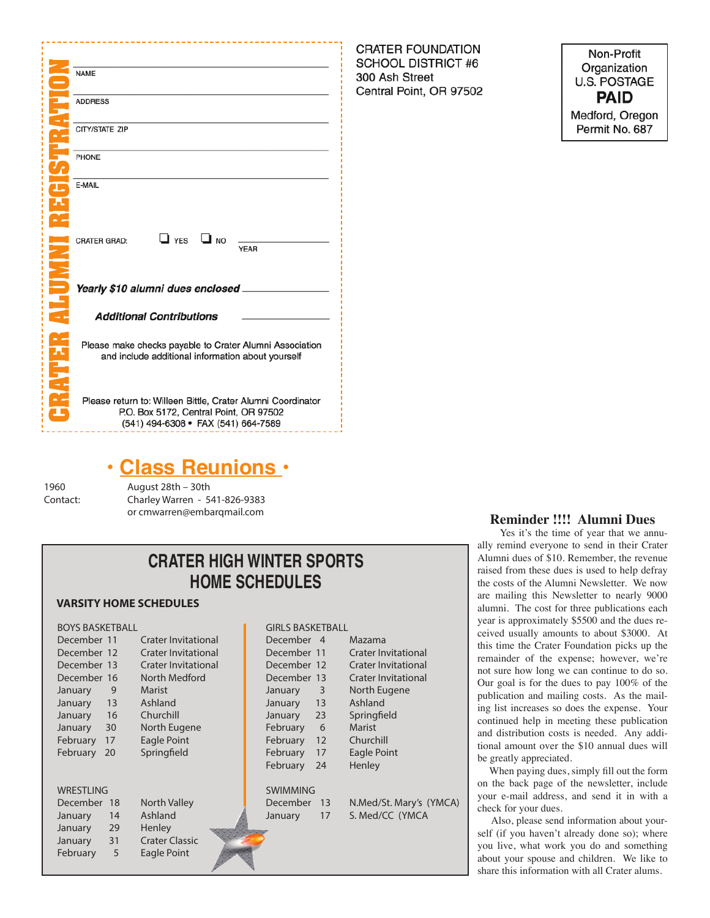# CRATER ALUMNI REGISTRATION

NAME

ADDRESS

CITY/STATE ZIP

PHONE

E-MAIL

CRATER GRAD: ❑ YES ❑ NO YEAR

***Yearly $10 alumni dues enclosed***

***Additional Contributions***

Please make checks payable to Crater Alumni Association and include additional information about yourself

Please return to: Willeen Bittle, Crater Alumni Coordinator
P.O. Box 5172, Central Point, OR 97502
(541) 494-6308 • FAX (541) 664-7589

CRATER FOUNDATION
SCHOOL DISTRICT #6
300 Ash Street
Central Point, OR 97502

Non-Profit
Organization
U.S. POSTAGE
**PAID**
Medford, Oregon
Permit No. 687

## • Class Reunions •

1960 — August 28th – 30th
Contact: Charley Warren - 541-826-9383
or cmwarren@embarqmail.com

## CRATER HIGH WINTER SPORTS HOME SCHEDULES

### VARSITY HOME SCHEDULES

BOYS BASKETBALL

| | |
|---|---|
| December 11 | Crater Invitational |
| December 12 | Crater Invitational |
| December 13 | Crater Invitational |
| December 16 | North Medford |
| January 9 | Marist |
| January 13 | Ashland |
| January 16 | Churchill |
| January 30 | North Eugene |
| February 17 | Eagle Point |
| February 20 | Springfield |

WRESTLING

| | |
|---|---|
| December 18 | North Valley |
| January 14 | Ashland |
| January 29 | Henley |
| January 31 | Crater Classic |
| February 5 | Eagle Point |

GIRLS BASKETBALL

| | |
|---|---|
| December 4 | Mazama |
| December 11 | Crater Invitational |
| December 12 | Crater Invitational |
| December 13 | Crater Invitational |
| January 3 | North Eugene |
| January 13 | Ashland |
| January 23 | Springfield |
| February 6 | Marist |
| February 12 | Churchill |
| February 17 | Eagle Point |
| February 24 | Henley |

SWIMMING

| | |
|---|---|
| December 13 | N.Med/St. Mary's (YMCA) |
| January 17 | S. Med/CC (YMCA |

## Reminder !!!! Alumni Dues

Yes it's the time of year that we annually remind everyone to send in their Crater Alumni dues of $10. Remember, the revenue raised from these dues is used to help defray the costs of the Alumni Newsletter. We now are mailing this Newsletter to nearly 9000 alumni. The cost for three publications each year is approximately $5500 and the dues received usually amounts to about $3000. At this time the Crater Foundation picks up the remainder of the expense; however, we're not sure how long we can continue to do so. Our goal is for the dues to pay 100% of the publication and mailing costs. As the mailing list increases so does the expense. Your continued help in meeting these publication and distribution costs is needed. Any additional amount over the $10 annual dues will be greatly appreciated.

When paying dues, simply fill out the form on the back page of the newsletter, include your e-mail address, and send it in with a check for your dues.

Also, please send information about yourself (if you haven't already done so); where you live, what work you do and something about your spouse and children. We like to share this information with all Crater alums.